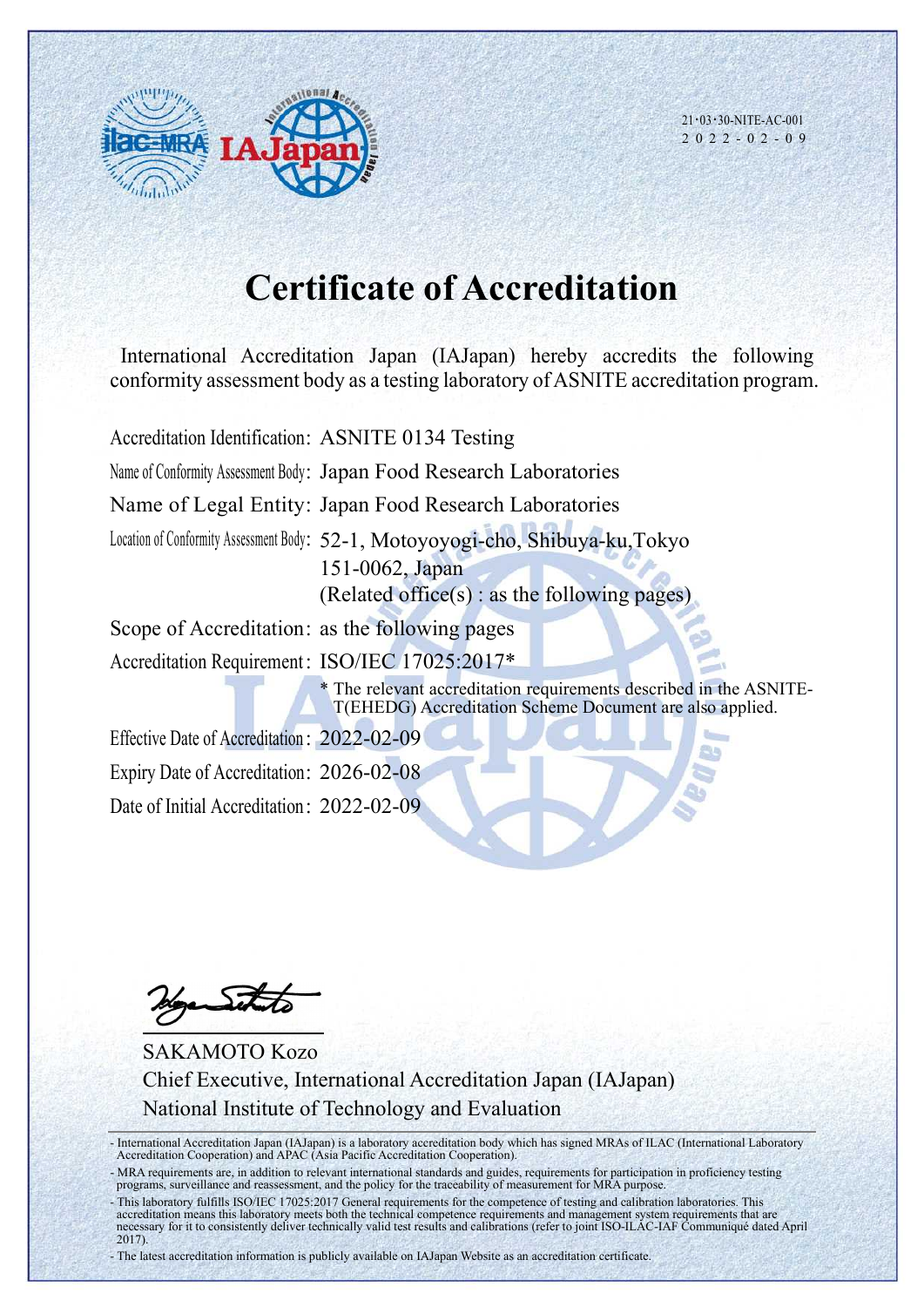21・03・30-NITE-AC-001
2022-02-09

# Certificate of Accreditation

International Accreditation Japan (IAJapan) hereby accredits the following conformity assessment body as a testing laboratory of ASNITE accreditation program.

Accreditation Identification: ASNITE 0134 Testing

Name of Conformity Assessment Body: Japan Food Research Laboratories

Name of Legal Entity: Japan Food Research Laboratories

Location of Conformity Assessment Body: 52-1, Motoyoyogi-cho, Shibuya-ku,Tokyo 151-0062, Japan
(Related office(s) : as the following pages)

Scope of Accreditation: as the following pages

Accreditation Requirement: ISO/IEC 17025:2017*

\* The relevant accreditation requirements described in the ASNITE-T(EHEDG) Accreditation Scheme Document are also applied.

Effective Date of Accreditation: 2022-02-09

Expiry Date of Accreditation: 2026-02-08

Date of Initial Accreditation: 2022-02-09

SAKAMOTO Kozo
Chief Executive, International Accreditation Japan (IAJapan)
National Institute of Technology and Evaluation

- International Accreditation Japan (IAJapan) is a laboratory accreditation body which has signed MRAs of ILAC (International Laboratory Accreditation Cooperation) and APAC (Asia Pacific Accreditation Cooperation).
- MRA requirements are, in addition to relevant international standards and guides, requirements for participation in proficiency testing programs, surveillance and reassessment, and the policy for the traceability of measurement for MRA purpose.
- This laboratory fulfills ISO/IEC 17025:2017 General requirements for the competence of testing and calibration laboratories. This accreditation means this laboratory meets both the technical competence requirements and management system requirements that are necessary for it to consistently deliver technically valid test results and calibrations (refer to joint ISO-ILAC-IAF Communiqué dated April 2017).
- The latest accreditation information is publicly available on IAJapan Website as an accreditation certificate.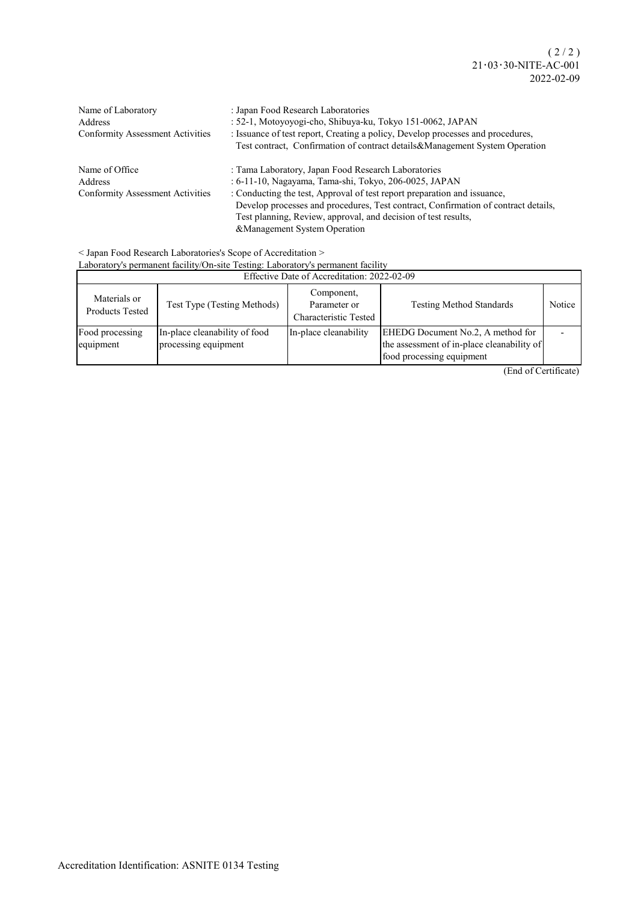21･03･30-NITE-AC-001
2022-02-09

Name of Laboratory : Japan Food Research Laboratories
Address : 52-1, Motoyoyogi-cho, Shibuya-ku, Tokyo 151-0062, JAPAN
Conformity Assessment Activities : Issuance of test report, Creating a policy, Develop processes and procedures, Test contract, Confirmation of contract details&Management System Operation

Name of Office : Tama Laboratory, Japan Food Research Laboratories
Address : 6-11-10, Nagayama, Tama-shi, Tokyo, 206-0025, JAPAN
Conformity Assessment Activities : Conducting the test, Approval of test report preparation and issuance, Develop processes and procedures, Test contract, Confirmation of contract details, Test planning, Review, approval, and decision of test results, &Management System Operation

< Japan Food Research Laboratories's Scope of Accreditation >
Laboratory's permanent facility/On-site Testing: Laboratory's permanent facility

| Effective Date of Accreditation: 2022-02-09 | | | | |
|---|---|---|---|---|
| Materials or Products Tested | Test Type (Testing Methods) | Component, Parameter or Characteristic Tested | Testing Method Standards | Notice |
| Food processing equipment | In-place cleanability of food processing equipment | In-place cleanability | EHEDG Document No.2, A method for the assessment of in-place cleanability of food processing equipment | - |

(End of Certificate)

Accreditation Identification: ASNITE 0134 Testing